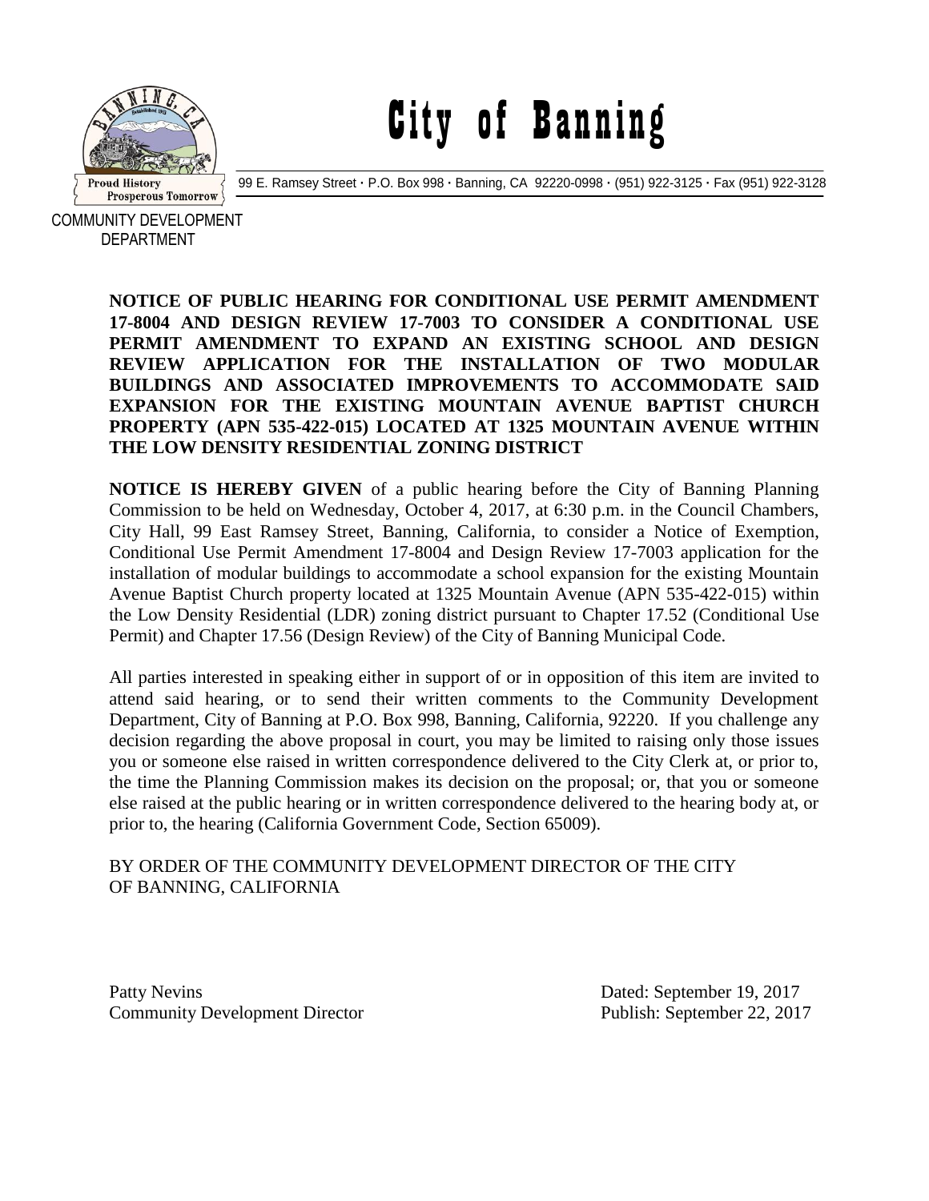# City of Banning

99 E. Ramsey Street · P.O. Box 998 · Banning, CA 92220-0998 · (951) 922-3125 · Fax (951) 922-3128

COMMUNITY DEVELOPMENT DEPARTMENT

**NOTICE OF PUBLIC HEARING FOR CONDITIONAL USE PERMIT AMENDMENT 17-8004 AND DESIGN REVIEW 17-7003 TO CONSIDER A CONDITIONAL USE PERMIT AMENDMENT TO EXPAND AN EXISTING SCHOOL AND DESIGN REVIEW APPLICATION FOR THE INSTALLATION OF TWO MODULAR BUILDINGS AND ASSOCIATED IMPROVEMENTS TO ACCOMMODATE SAID EXPANSION FOR THE EXISTING MOUNTAIN AVENUE BAPTIST CHURCH PROPERTY (APN 535-422-015) LOCATED AT 1325 MOUNTAIN AVENUE WITHIN THE LOW DENSITY RESIDENTIAL ZONING DISTRICT**

**NOTICE IS HEREBY GIVEN** of a public hearing before the City of Banning Planning Commission to be held on Wednesday, October 4, 2017, at 6:30 p.m. in the Council Chambers, City Hall, 99 East Ramsey Street, Banning, California, to consider a Notice of Exemption, Conditional Use Permit Amendment 17-8004 and Design Review 17-7003 application for the installation of modular buildings to accommodate a school expansion for the existing Mountain Avenue Baptist Church property located at 1325 Mountain Avenue (APN 535-422-015) within the Low Density Residential (LDR) zoning district pursuant to Chapter 17.52 (Conditional Use Permit) and Chapter 17.56 (Design Review) of the City of Banning Municipal Code.

All parties interested in speaking either in support of or in opposition of this item are invited to attend said hearing, or to send their written comments to the Community Development Department, City of Banning at P.O. Box 998, Banning, California, 92220. If you challenge any decision regarding the above proposal in court, you may be limited to raising only those issues you or someone else raised in written correspondence delivered to the City Clerk at, or prior to, the time the Planning Commission makes its decision on the proposal; or, that you or someone else raised at the public hearing or in written correspondence delivered to the hearing body at, or prior to, the hearing (California Government Code, Section 65009).

BY ORDER OF THE COMMUNITY DEVELOPMENT DIRECTOR OF THE CITY OF BANNING, CALIFORNIA

Patty Nevins
Community Development Director

Dated: September 19, 2017
Publish: September 22, 2017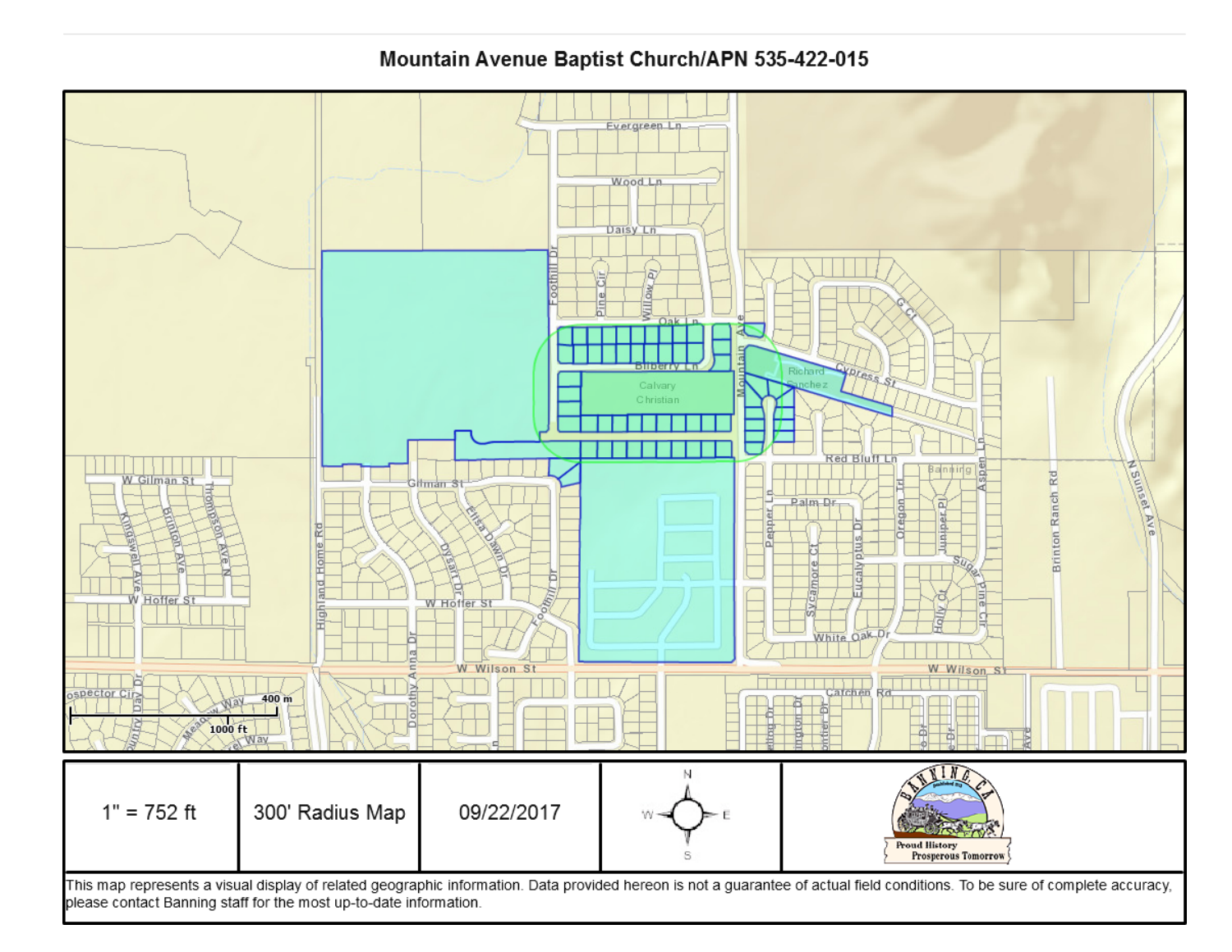# Mountain Avenue Baptist Church/APN 535-422-015

Evergreen Ln
Wood Ln
Daisy Ln
Foothill Dr
Pine Cir
Willow Pl
Oak Ln
Bilberry Ln
Mountain Ave
Calvary Christian
Richard Sanchez
Cypress St
G Ct
Red Bluff Ln
Banning
Aspen Ln
W Gilman St
Thompson Ave N
Brinton Ave
Kingswell Ave
W Hoffer St
Gilman St
Elisa Dawn Dr
Dysart Dr
W Hoffer St
Highland Home Rd
Foothill Dr
Dorothy Anna Dr
W Wilson St
Pepper Ln
Palm Dr
Sycamore Ct
Eucalyptus Dr
Oregon Trl
Juniper Pl
Sugar Pine Cir
Holly Ct
White Oak Dr
Brinton Ranch Rd
N Sunset Ave
W Wilson St
Catchen Rd
Prospector Cir
Meadow Way
400 m
1000 ft

| | | | | |
|---|---|---|---|---|
| 1" = 752 ft | 300' Radius Map | 09/22/2017 | N W E S | Banning, CA Proud History Prosperous Tomorrow |

This map represents a visual display of related geographic information. Data provided hereon is not a guarantee of actual field conditions. To be sure of complete accuracy, please contact Banning staff for the most up-to-date information.